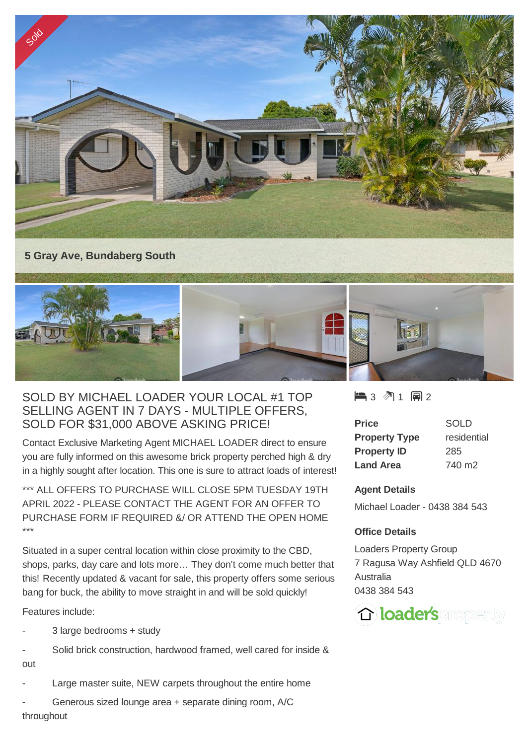Sold

## 5 Gray Ave, Bundaberg South

### SOLD BY MICHAEL LOADER YOUR LOCAL #1 TOP SELLING AGENT IN 7 DAYS - MULTIPLE OFFERS, SOLD FOR $31,000 ABOVE ASKING PRICE!

Contact Exclusive Marketing Agent MICHAEL LOADER direct to ensure you are fully informed on this awesome brick property perched high & dry in a highly sought after location. This one is sure to attract loads of interest!

*** ALL OFFERS TO PURCHASE WILL CLOSE 5PM TUESDAY 19TH APRIL 2022 - PLEASE CONTACT THE AGENT FOR AN OFFER TO PURCHASE FORM IF REQUIRED &/ OR ATTEND THE OPEN HOME ***

Situated in a super central location within close proximity to the CBD, shops, parks, day care and lots more… They don't come much better that this! Recently updated & vacant for sale, this property offers some serious bang for buck, the ability to move straight in and will be sold quickly!

Features include:

- 3 large bedrooms + study
- Solid brick construction, hardwood framed, well cared for inside & out
- Large master suite, NEW carpets throughout the entire home
- Generous sized lounge area + separate dining room, A/C throughout

3 bed · 1 bath · 2 car

| | |
|---|---|
| **Price** | SOLD |
| **Property Type** | residential |
| **Property ID** | 285 |
| **Land Area** | 740 m2 |

**Agent Details**

Michael Loader - 0438 384 543

**Office Details**

Loaders Property Group
7 Ragusa Way Ashfield QLD 4670
Australia
0438 384 543

loader's property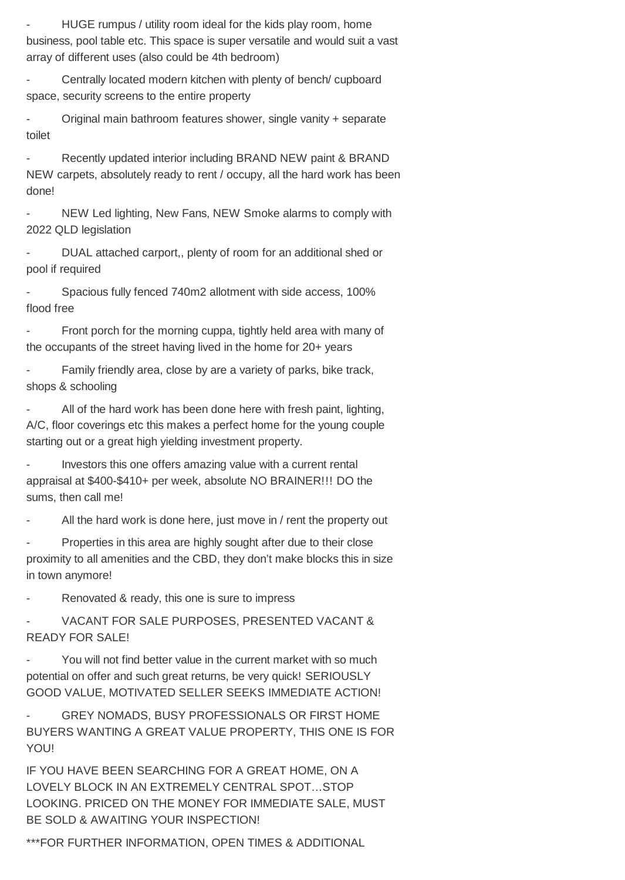- HUGE rumpus / utility room ideal for the kids play room, home business, pool table etc. This space is super versatile and would suit a vast array of different uses (also could be 4th bedroom)
- Centrally located modern kitchen with plenty of bench/ cupboard space, security screens to the entire property
- Original main bathroom features shower, single vanity + separate toilet
- Recently updated interior including BRAND NEW paint & BRAND NEW carpets, absolutely ready to rent / occupy, all the hard work has been done!
- NEW Led lighting, New Fans, NEW Smoke alarms to comply with 2022 QLD legislation
- DUAL attached carport,, plenty of room for an additional shed or pool if required
- Spacious fully fenced 740m2 allotment with side access, 100% flood free
- Front porch for the morning cuppa, tightly held area with many of the occupants of the street having lived in the home for 20+ years
- Family friendly area, close by are a variety of parks, bike track, shops & schooling
- All of the hard work has been done here with fresh paint, lighting, A/C, floor coverings etc this makes a perfect home for the young couple starting out or a great high yielding investment property.
- Investors this one offers amazing value with a current rental appraisal at $400-$410+ per week, absolute NO BRAINER!!! DO the sums, then call me!
- All the hard work is done here, just move in / rent the property out
- Properties in this area are highly sought after due to their close proximity to all amenities and the CBD, they don't make blocks this in size in town anymore!
- Renovated & ready, this one is sure to impress
- VACANT FOR SALE PURPOSES, PRESENTED VACANT & READY FOR SALE!
- You will not find better value in the current market with so much potential on offer and such great returns, be very quick! SERIOUSLY GOOD VALUE, MOTIVATED SELLER SEEKS IMMEDIATE ACTION!
- GREY NOMADS, BUSY PROFESSIONALS OR FIRST HOME BUYERS WANTING A GREAT VALUE PROPERTY, THIS ONE IS FOR YOU!

IF YOU HAVE BEEN SEARCHING FOR A GREAT HOME, ON A LOVELY BLOCK IN AN EXTREMELY CENTRAL SPOT…STOP LOOKING. PRICED ON THE MONEY FOR IMMEDIATE SALE, MUST BE SOLD & AWAITING YOUR INSPECTION!

***FOR FURTHER INFORMATION, OPEN TIMES & ADDITIONAL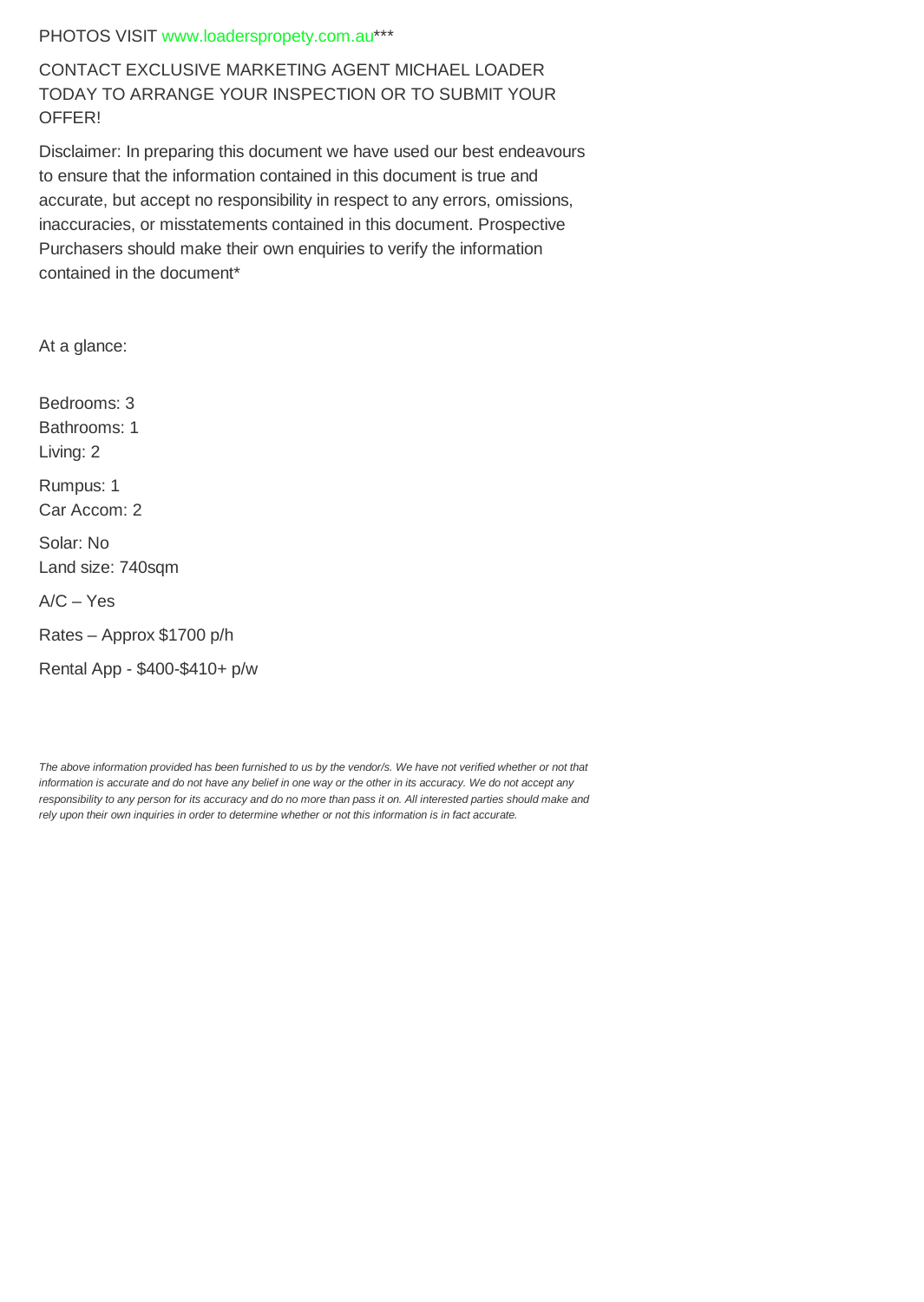PHOTOS VISIT www.loaderspropety.com.au***

CONTACT EXCLUSIVE MARKETING AGENT MICHAEL LOADER TODAY TO ARRANGE YOUR INSPECTION OR TO SUBMIT YOUR OFFER!

Disclaimer: In preparing this document we have used our best endeavours to ensure that the information contained in this document is true and accurate, but accept no responsibility in respect to any errors, omissions, inaccuracies, or misstatements contained in this document. Prospective Purchasers should make their own enquiries to verify the information contained in the document*

At a glance:

Bedrooms: 3
Bathrooms: 1
Living: 2

Rumpus: 1
Car Accom: 2

Solar: No
Land size: 740sqm

A/C – Yes

Rates – Approx $1700 p/h

Rental App - $400-$410+ p/w

*The above information provided has been furnished to us by the vendor/s. We have not verified whether or not that information is accurate and do not have any belief in one way or the other in its accuracy. We do not accept any responsibility to any person for its accuracy and do no more than pass it on. All interested parties should make and rely upon their own inquiries in order to determine whether or not this information is in fact accurate.*